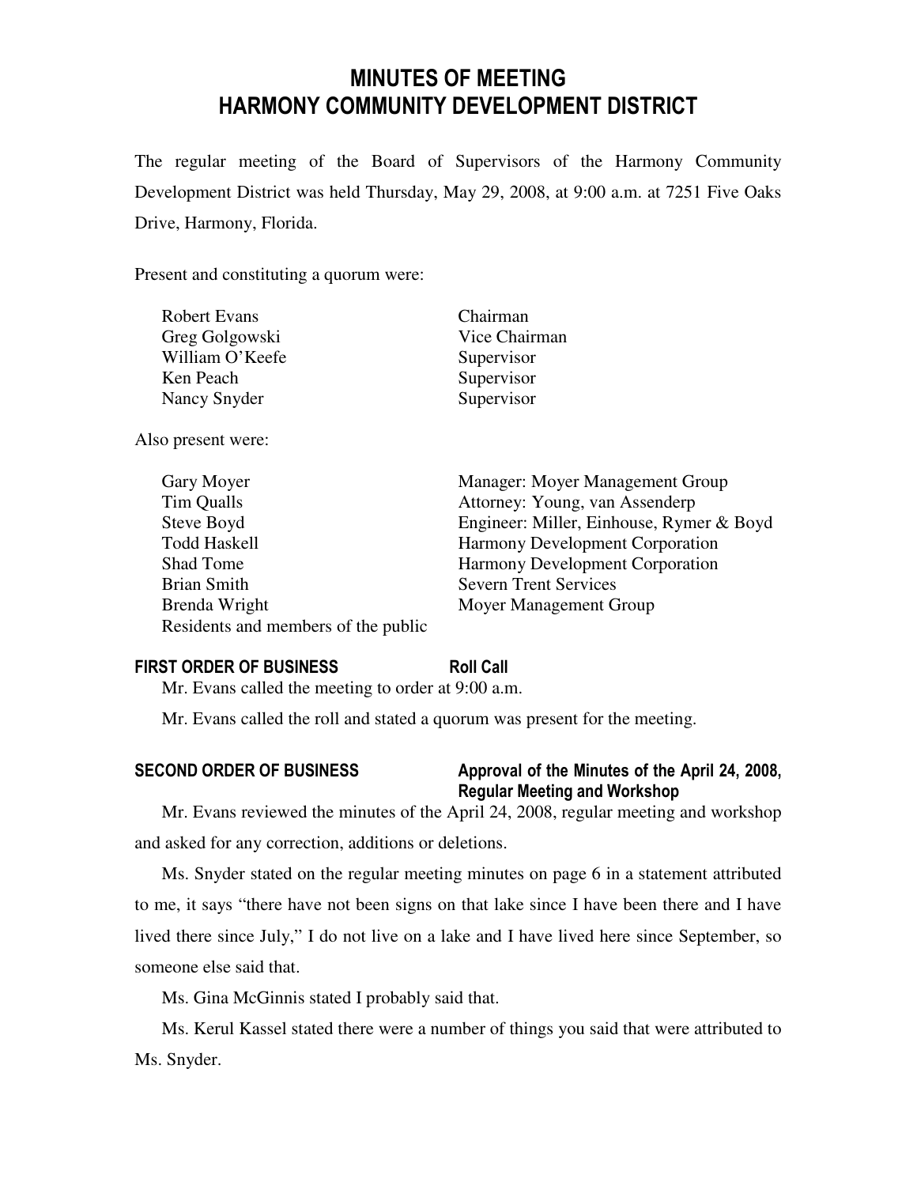# MINUTES OF MEETING
# HARMONY COMMUNITY DEVELOPMENT DISTRICT

The regular meeting of the Board of Supervisors of the Harmony Community Development District was held Thursday, May 29, 2008, at 9:00 a.m. at 7251 Five Oaks Drive, Harmony, Florida.

Present and constituting a quorum were:

| | |
|---|---|
| Robert Evans | Chairman |
| Greg Golgowski | Vice Chairman |
| William O'Keefe | Supervisor |
| Ken Peach | Supervisor |
| Nancy Snyder | Supervisor |

Also present were:

| | |
|---|---|
| Gary Moyer | Manager: Moyer Management Group |
| Tim Qualls | Attorney: Young, van Assenderp |
| Steve Boyd | Engineer: Miller, Einhouse, Rymer & Boyd |
| Todd Haskell | Harmony Development Corporation |
| Shad Tome | Harmony Development Corporation |
| Brian Smith | Severn Trent Services |
| Brenda Wright | Moyer Management Group |
| Residents and members of the public | |

## FIRST ORDER OF BUSINESS — Roll Call

Mr. Evans called the meeting to order at 9:00 a.m.

Mr. Evans called the roll and stated a quorum was present for the meeting.

## SECOND ORDER OF BUSINESS — Approval of the Minutes of the April 24, 2008, Regular Meeting and Workshop

Mr. Evans reviewed the minutes of the April 24, 2008, regular meeting and workshop and asked for any correction, additions or deletions.

Ms. Snyder stated on the regular meeting minutes on page 6 in a statement attributed to me, it says "there have not been signs on that lake since I have been there and I have lived there since July," I do not live on a lake and I have lived here since September, so someone else said that.

Ms. Gina McGinnis stated I probably said that.

Ms. Kerul Kassel stated there were a number of things you said that were attributed to Ms. Snyder.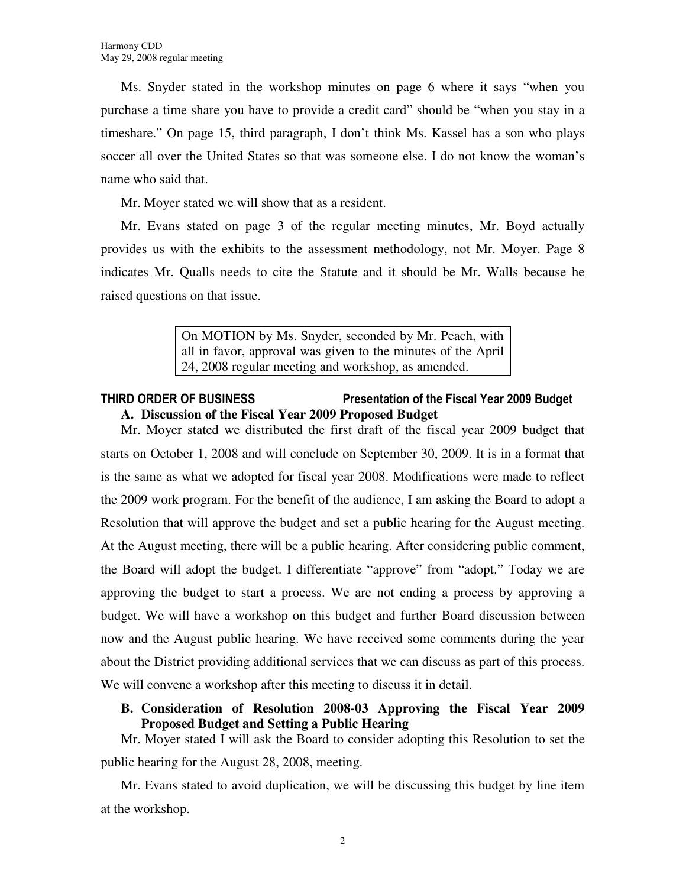Ms. Snyder stated in the workshop minutes on page 6 where it says "when you purchase a time share you have to provide a credit card" should be "when you stay in a timeshare." On page 15, third paragraph, I don't think Ms. Kassel has a son who plays soccer all over the United States so that was someone else. I do not know the woman's name who said that.

Mr. Moyer stated we will show that as a resident.

Mr. Evans stated on page 3 of the regular meeting minutes, Mr. Boyd actually provides us with the exhibits to the assessment methodology, not Mr. Moyer. Page 8 indicates Mr. Qualls needs to cite the Statute and it should be Mr. Walls because he raised questions on that issue.

> On MOTION by Ms. Snyder, seconded by Mr. Peach, with all in favor, approval was given to the minutes of the April 24, 2008 regular meeting and workshop, as amended.

## THIRD ORDER OF BUSINESS — Presentation of the Fiscal Year 2009 Budget

**A. Discussion of the Fiscal Year 2009 Proposed Budget**

Mr. Moyer stated we distributed the first draft of the fiscal year 2009 budget that starts on October 1, 2008 and will conclude on September 30, 2009. It is in a format that is the same as what we adopted for fiscal year 2008. Modifications were made to reflect the 2009 work program. For the benefit of the audience, I am asking the Board to adopt a Resolution that will approve the budget and set a public hearing for the August meeting. At the August meeting, there will be a public hearing. After considering public comment, the Board will adopt the budget. I differentiate "approve" from "adopt." Today we are approving the budget to start a process. We are not ending a process by approving a budget. We will have a workshop on this budget and further Board discussion between now and the August public hearing. We have received some comments during the year about the District providing additional services that we can discuss as part of this process. We will convene a workshop after this meeting to discuss it in detail.

**B. Consideration of Resolution 2008-03 Approving the Fiscal Year 2009 Proposed Budget and Setting a Public Hearing**

Mr. Moyer stated I will ask the Board to consider adopting this Resolution to set the public hearing for the August 28, 2008, meeting.

Mr. Evans stated to avoid duplication, we will be discussing this budget by line item at the workshop.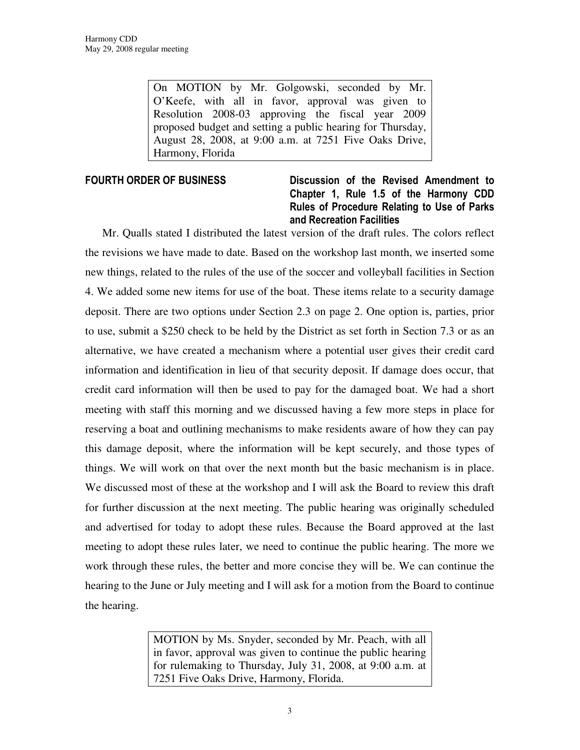On MOTION by Mr. Golgowski, seconded by Mr. O'Keefe, with all in favor, approval was given to Resolution 2008-03 approving the fiscal year 2009 proposed budget and setting a public hearing for Thursday, August 28, 2008, at 9:00 a.m. at 7251 Five Oaks Drive, Harmony, Florida

**FOURTH ORDER OF BUSINESS** **Discussion of the Revised Amendment to Chapter 1, Rule 1.5 of the Harmony CDD Rules of Procedure Relating to Use of Parks and Recreation Facilities**

Mr. Qualls stated I distributed the latest version of the draft rules. The colors reflect the revisions we have made to date. Based on the workshop last month, we inserted some new things, related to the rules of the use of the soccer and volleyball facilities in Section 4. We added some new items for use of the boat. These items relate to a security damage deposit. There are two options under Section 2.3 on page 2. One option is, parties, prior to use, submit a $250 check to be held by the District as set forth in Section 7.3 or as an alternative, we have created a mechanism where a potential user gives their credit card information and identification in lieu of that security deposit. If damage does occur, that credit card information will then be used to pay for the damaged boat. We had a short meeting with staff this morning and we discussed having a few more steps in place for reserving a boat and outlining mechanisms to make residents aware of how they can pay this damage deposit, where the information will be kept securely, and those types of things. We will work on that over the next month but the basic mechanism is in place. We discussed most of these at the workshop and I will ask the Board to review this draft for further discussion at the next meeting. The public hearing was originally scheduled and advertised for today to adopt these rules. Because the Board approved at the last meeting to adopt these rules later, we need to continue the public hearing. The more we work through these rules, the better and more concise they will be. We can continue the hearing to the June or July meeting and I will ask for a motion from the Board to continue the hearing.

MOTION by Ms. Snyder, seconded by Mr. Peach, with all in favor, approval was given to continue the public hearing for rulemaking to Thursday, July 31, 2008, at 9:00 a.m. at 7251 Five Oaks Drive, Harmony, Florida.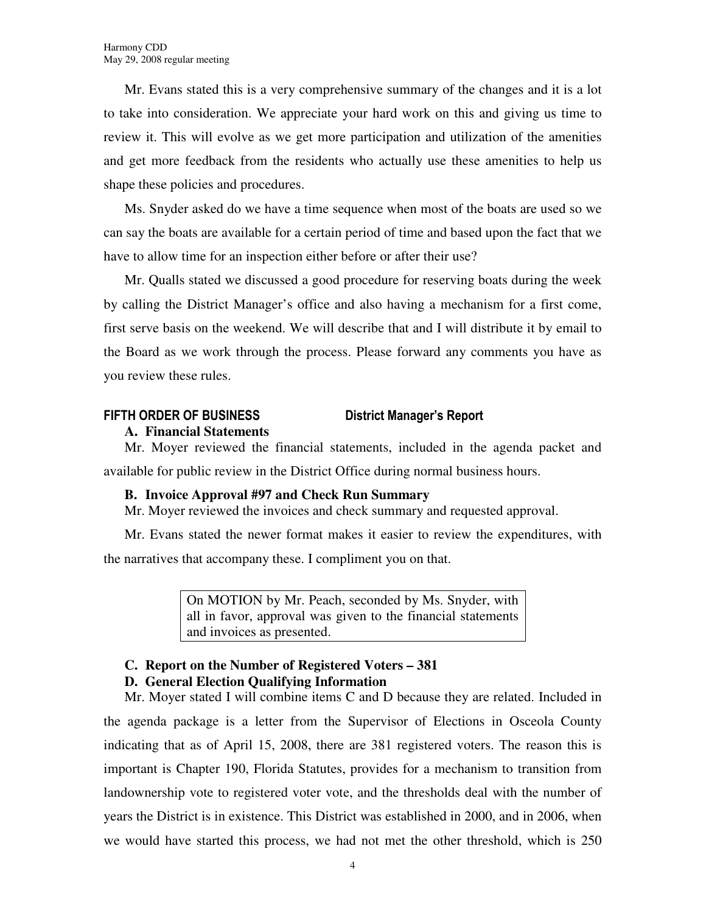Mr. Evans stated this is a very comprehensive summary of the changes and it is a lot to take into consideration. We appreciate your hard work on this and giving us time to review it. This will evolve as we get more participation and utilization of the amenities and get more feedback from the residents who actually use these amenities to help us shape these policies and procedures.

Ms. Snyder asked do we have a time sequence when most of the boats are used so we can say the boats are available for a certain period of time and based upon the fact that we have to allow time for an inspection either before or after their use?

Mr. Qualls stated we discussed a good procedure for reserving boats during the week by calling the District Manager's office and also having a mechanism for a first come, first serve basis on the weekend. We will describe that and I will distribute it by email to the Board as we work through the process. Please forward any comments you have as you review these rules.

## FIFTH ORDER OF BUSINESS District Manager's Report

### A. Financial Statements

Mr. Moyer reviewed the financial statements, included in the agenda packet and available for public review in the District Office during normal business hours.

### B. Invoice Approval #97 and Check Run Summary

Mr. Moyer reviewed the invoices and check summary and requested approval.

Mr. Evans stated the newer format makes it easier to review the expenditures, with the narratives that accompany these. I compliment you on that.

> On MOTION by Mr. Peach, seconded by Ms. Snyder, with all in favor, approval was given to the financial statements and invoices as presented.

### C. Report on the Number of Registered Voters – 381

### D. General Election Qualifying Information

Mr. Moyer stated I will combine items C and D because they are related. Included in the agenda package is a letter from the Supervisor of Elections in Osceola County indicating that as of April 15, 2008, there are 381 registered voters. The reason this is important is Chapter 190, Florida Statutes, provides for a mechanism to transition from landownership vote to registered voter vote, and the thresholds deal with the number of years the District is in existence. This District was established in 2000, and in 2006, when we would have started this process, we had not met the other threshold, which is 250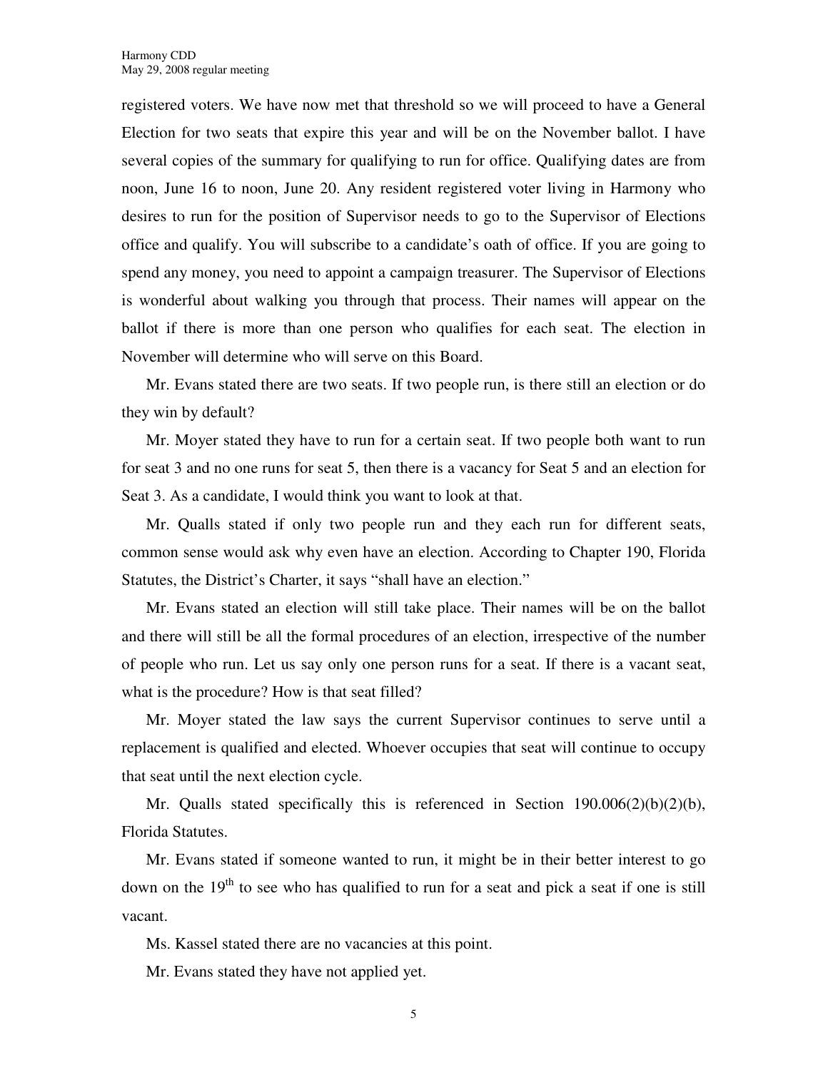registered voters. We have now met that threshold so we will proceed to have a General Election for two seats that expire this year and will be on the November ballot. I have several copies of the summary for qualifying to run for office. Qualifying dates are from noon, June 16 to noon, June 20. Any resident registered voter living in Harmony who desires to run for the position of Supervisor needs to go to the Supervisor of Elections office and qualify. You will subscribe to a candidate's oath of office. If you are going to spend any money, you need to appoint a campaign treasurer. The Supervisor of Elections is wonderful about walking you through that process. Their names will appear on the ballot if there is more than one person who qualifies for each seat. The election in November will determine who will serve on this Board.

Mr. Evans stated there are two seats. If two people run, is there still an election or do they win by default?

Mr. Moyer stated they have to run for a certain seat. If two people both want to run for seat 3 and no one runs for seat 5, then there is a vacancy for Seat 5 and an election for Seat 3. As a candidate, I would think you want to look at that.

Mr. Qualls stated if only two people run and they each run for different seats, common sense would ask why even have an election. According to Chapter 190, Florida Statutes, the District's Charter, it says "shall have an election."

Mr. Evans stated an election will still take place. Their names will be on the ballot and there will still be all the formal procedures of an election, irrespective of the number of people who run. Let us say only one person runs for a seat. If there is a vacant seat, what is the procedure? How is that seat filled?

Mr. Moyer stated the law says the current Supervisor continues to serve until a replacement is qualified and elected. Whoever occupies that seat will continue to occupy that seat until the next election cycle.

Mr. Qualls stated specifically this is referenced in Section 190.006(2)(b)(2)(b), Florida Statutes.

Mr. Evans stated if someone wanted to run, it might be in their better interest to go down on the 19th to see who has qualified to run for a seat and pick a seat if one is still vacant.

Ms. Kassel stated there are no vacancies at this point.

Mr. Evans stated they have not applied yet.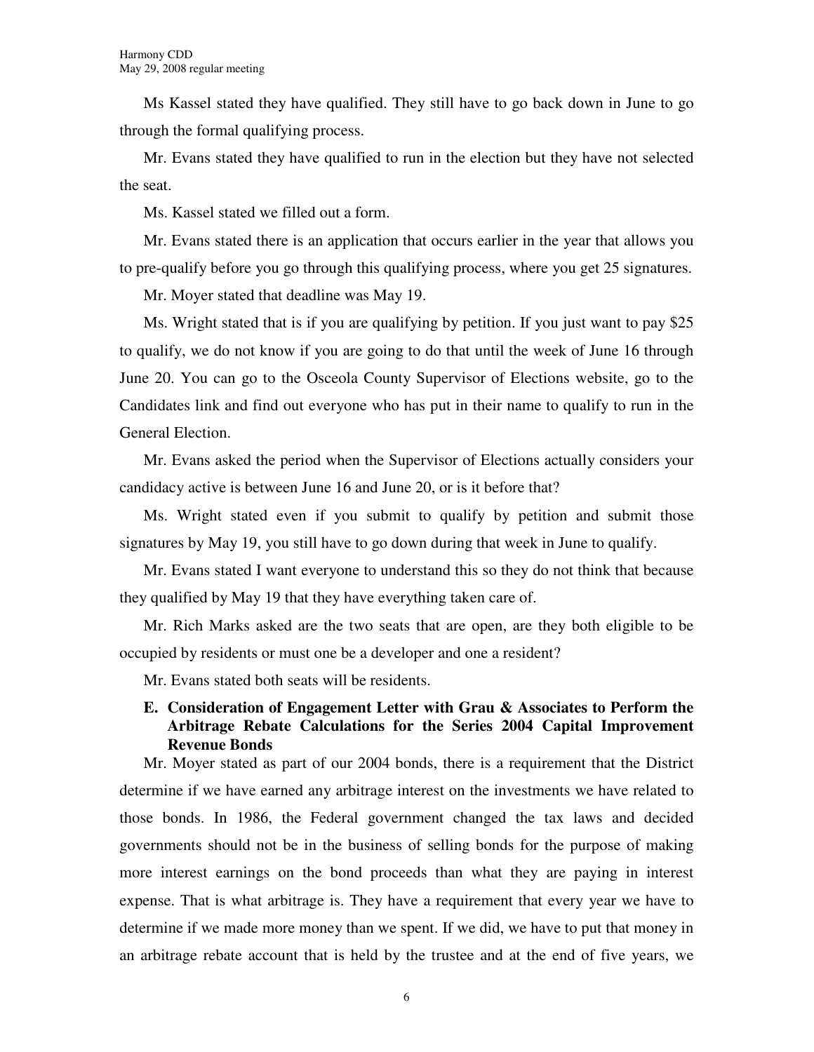Ms Kassel stated they have qualified. They still have to go back down in June to go through the formal qualifying process.

Mr. Evans stated they have qualified to run in the election but they have not selected the seat.

Ms. Kassel stated we filled out a form.

Mr. Evans stated there is an application that occurs earlier in the year that allows you to pre-qualify before you go through this qualifying process, where you get 25 signatures.

Mr. Moyer stated that deadline was May 19.

Ms. Wright stated that is if you are qualifying by petition. If you just want to pay $25 to qualify, we do not know if you are going to do that until the week of June 16 through June 20. You can go to the Osceola County Supervisor of Elections website, go to the Candidates link and find out everyone who has put in their name to qualify to run in the General Election.

Mr. Evans asked the period when the Supervisor of Elections actually considers your candidacy active is between June 16 and June 20, or is it before that?

Ms. Wright stated even if you submit to qualify by petition and submit those signatures by May 19, you still have to go down during that week in June to qualify.

Mr. Evans stated I want everyone to understand this so they do not think that because they qualified by May 19 that they have everything taken care of.

Mr. Rich Marks asked are the two seats that are open, are they both eligible to be occupied by residents or must one be a developer and one a resident?

Mr. Evans stated both seats will be residents.

**E. Consideration of Engagement Letter with Grau & Associates to Perform the Arbitrage Rebate Calculations for the Series 2004 Capital Improvement Revenue Bonds**

Mr. Moyer stated as part of our 2004 bonds, there is a requirement that the District determine if we have earned any arbitrage interest on the investments we have related to those bonds. In 1986, the Federal government changed the tax laws and decided governments should not be in the business of selling bonds for the purpose of making more interest earnings on the bond proceeds than what they are paying in interest expense. That is what arbitrage is. They have a requirement that every year we have to determine if we made more money than we spent. If we did, we have to put that money in an arbitrage rebate account that is held by the trustee and at the end of five years, we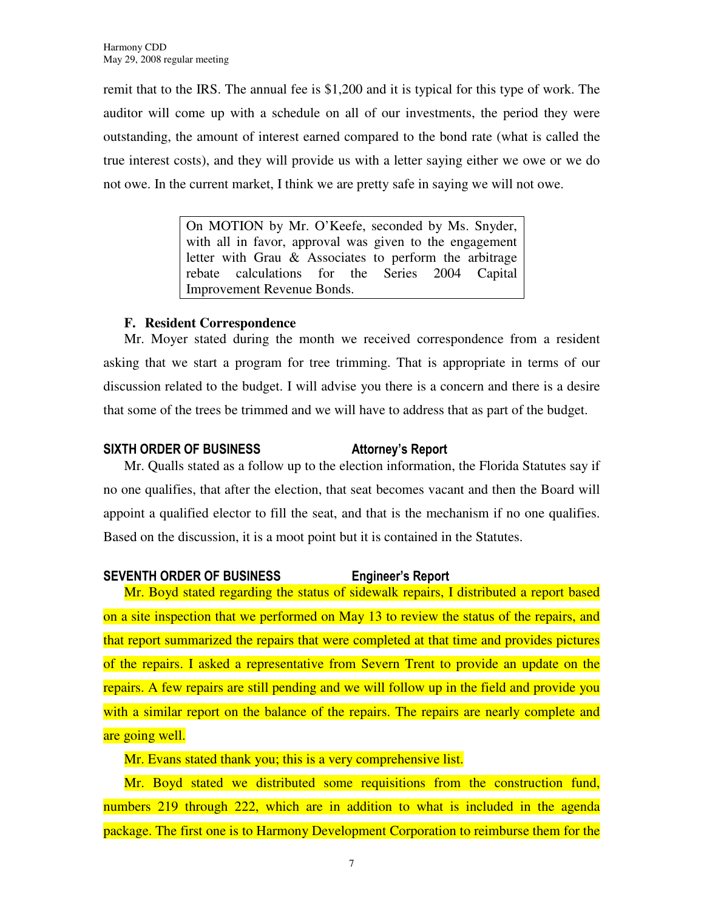remit that to the IRS. The annual fee is $1,200 and it is typical for this type of work. The auditor will come up with a schedule on all of our investments, the period they were outstanding, the amount of interest earned compared to the bond rate (what is called the true interest costs), and they will provide us with a letter saying either we owe or we do not owe. In the current market, I think we are pretty safe in saying we will not owe.

> On MOTION by Mr. O'Keefe, seconded by Ms. Snyder, with all in favor, approval was given to the engagement letter with Grau & Associates to perform the arbitrage rebate calculations for the Series 2004 Capital Improvement Revenue Bonds.

**F. Resident Correspondence**

Mr. Moyer stated during the month we received correspondence from a resident asking that we start a program for tree trimming. That is appropriate in terms of our discussion related to the budget. I will advise you there is a concern and there is a desire that some of the trees be trimmed and we will have to address that as part of the budget.

## SIXTH ORDER OF BUSINESS — Attorney's Report

Mr. Qualls stated as a follow up to the election information, the Florida Statutes say if no one qualifies, that after the election, that seat becomes vacant and then the Board will appoint a qualified elector to fill the seat, and that is the mechanism if no one qualifies. Based on the discussion, it is a moot point but it is contained in the Statutes.

## SEVENTH ORDER OF BUSINESS — Engineer's Report

Mr. Boyd stated regarding the status of sidewalk repairs, I distributed a report based on a site inspection that we performed on May 13 to review the status of the repairs, and that report summarized the repairs that were completed at that time and provides pictures of the repairs. I asked a representative from Severn Trent to provide an update on the repairs. A few repairs are still pending and we will follow up in the field and provide you with a similar report on the balance of the repairs. The repairs are nearly complete and are going well.

Mr. Evans stated thank you; this is a very comprehensive list.

Mr. Boyd stated we distributed some requisitions from the construction fund, numbers 219 through 222, which are in addition to what is included in the agenda package. The first one is to Harmony Development Corporation to reimburse them for the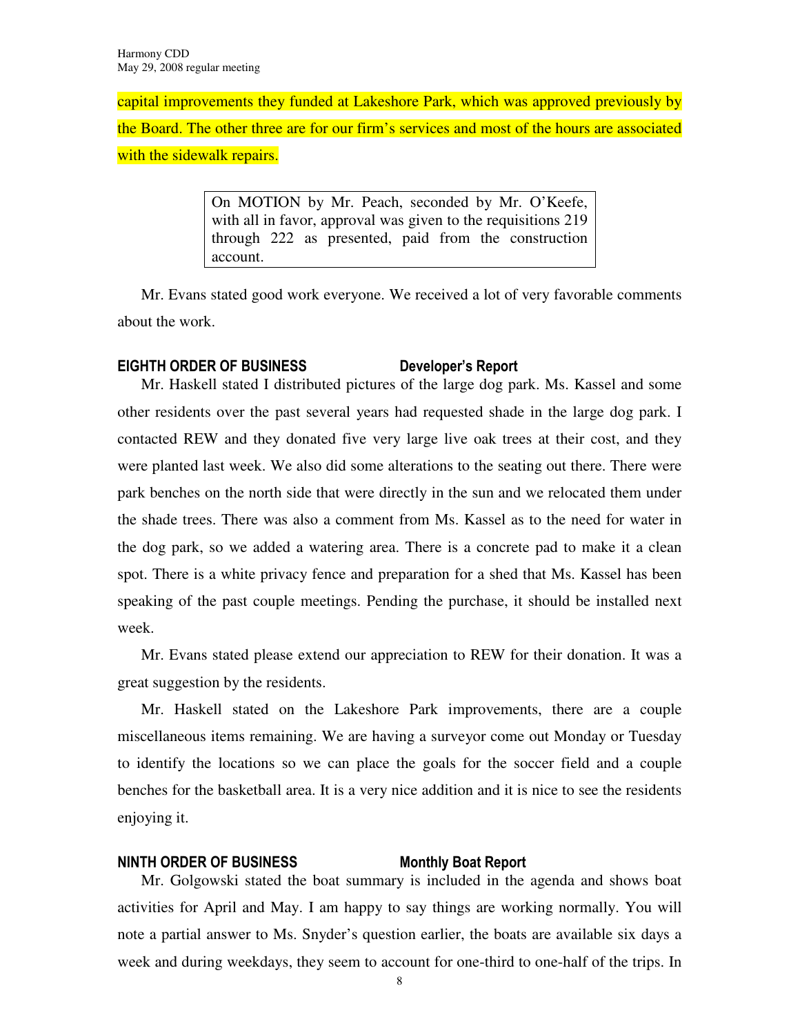capital improvements they funded at Lakeshore Park, which was approved previously by the Board. The other three are for our firm's services and most of the hours are associated with the sidewalk repairs.

> On MOTION by Mr. Peach, seconded by Mr. O'Keefe, with all in favor, approval was given to the requisitions 219 through 222 as presented, paid from the construction account.

Mr. Evans stated good work everyone. We received a lot of very favorable comments about the work.

## EIGHTH ORDER OF BUSINESS Developer's Report

Mr. Haskell stated I distributed pictures of the large dog park. Ms. Kassel and some other residents over the past several years had requested shade in the large dog park. I contacted REW and they donated five very large live oak trees at their cost, and they were planted last week. We also did some alterations to the seating out there. There were park benches on the north side that were directly in the sun and we relocated them under the shade trees. There was also a comment from Ms. Kassel as to the need for water in the dog park, so we added a watering area. There is a concrete pad to make it a clean spot. There is a white privacy fence and preparation for a shed that Ms. Kassel has been speaking of the past couple meetings. Pending the purchase, it should be installed next week.

Mr. Evans stated please extend our appreciation to REW for their donation. It was a great suggestion by the residents.

Mr. Haskell stated on the Lakeshore Park improvements, there are a couple miscellaneous items remaining. We are having a surveyor come out Monday or Tuesday to identify the locations so we can place the goals for the soccer field and a couple benches for the basketball area. It is a very nice addition and it is nice to see the residents enjoying it.

## NINTH ORDER OF BUSINESS Monthly Boat Report

Mr. Golgowski stated the boat summary is included in the agenda and shows boat activities for April and May. I am happy to say things are working normally. You will note a partial answer to Ms. Snyder's question earlier, the boats are available six days a week and during weekdays, they seem to account for one-third to one-half of the trips. In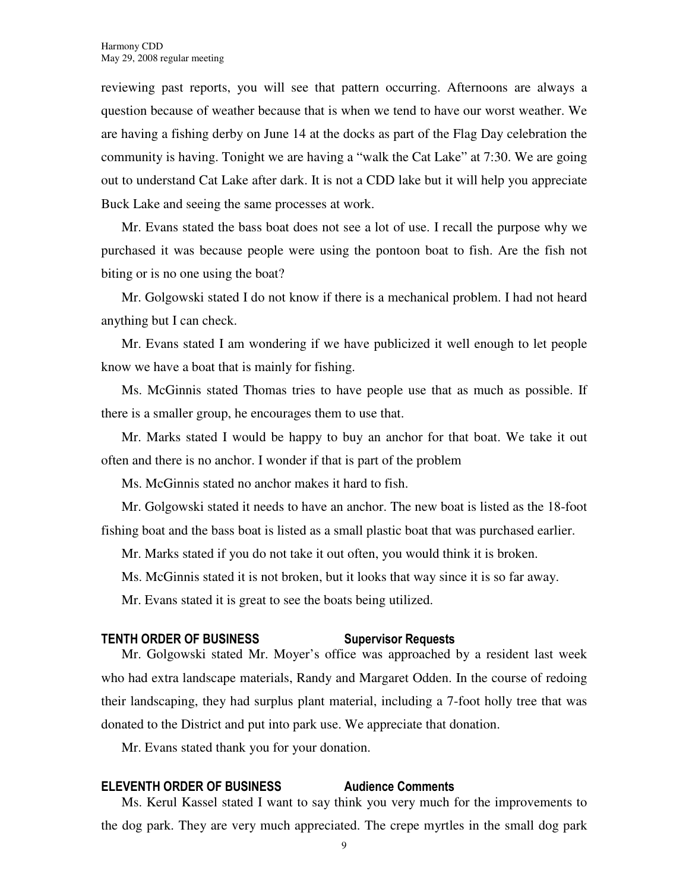reviewing past reports, you will see that pattern occurring. Afternoons are always a question because of weather because that is when we tend to have our worst weather. We are having a fishing derby on June 14 at the docks as part of the Flag Day celebration the community is having. Tonight we are having a "walk the Cat Lake" at 7:30. We are going out to understand Cat Lake after dark. It is not a CDD lake but it will help you appreciate Buck Lake and seeing the same processes at work.

Mr. Evans stated the bass boat does not see a lot of use. I recall the purpose why we purchased it was because people were using the pontoon boat to fish. Are the fish not biting or is no one using the boat?

Mr. Golgowski stated I do not know if there is a mechanical problem. I had not heard anything but I can check.

Mr. Evans stated I am wondering if we have publicized it well enough to let people know we have a boat that is mainly for fishing.

Ms. McGinnis stated Thomas tries to have people use that as much as possible. If there is a smaller group, he encourages them to use that.

Mr. Marks stated I would be happy to buy an anchor for that boat. We take it out often and there is no anchor. I wonder if that is part of the problem

Ms. McGinnis stated no anchor makes it hard to fish.

Mr. Golgowski stated it needs to have an anchor. The new boat is listed as the 18-foot fishing boat and the bass boat is listed as a small plastic boat that was purchased earlier.

Mr. Marks stated if you do not take it out often, you would think it is broken.

Ms. McGinnis stated it is not broken, but it looks that way since it is so far away.

Mr. Evans stated it is great to see the boats being utilized.

## TENTH ORDER OF BUSINESS Supervisor Requests

Mr. Golgowski stated Mr. Moyer's office was approached by a resident last week who had extra landscape materials, Randy and Margaret Odden. In the course of redoing their landscaping, they had surplus plant material, including a 7-foot holly tree that was donated to the District and put into park use. We appreciate that donation.

Mr. Evans stated thank you for your donation.

## ELEVENTH ORDER OF BUSINESS Audience Comments

Ms. Kerul Kassel stated I want to say think you very much for the improvements to the dog park. They are very much appreciated. The crepe myrtles in the small dog park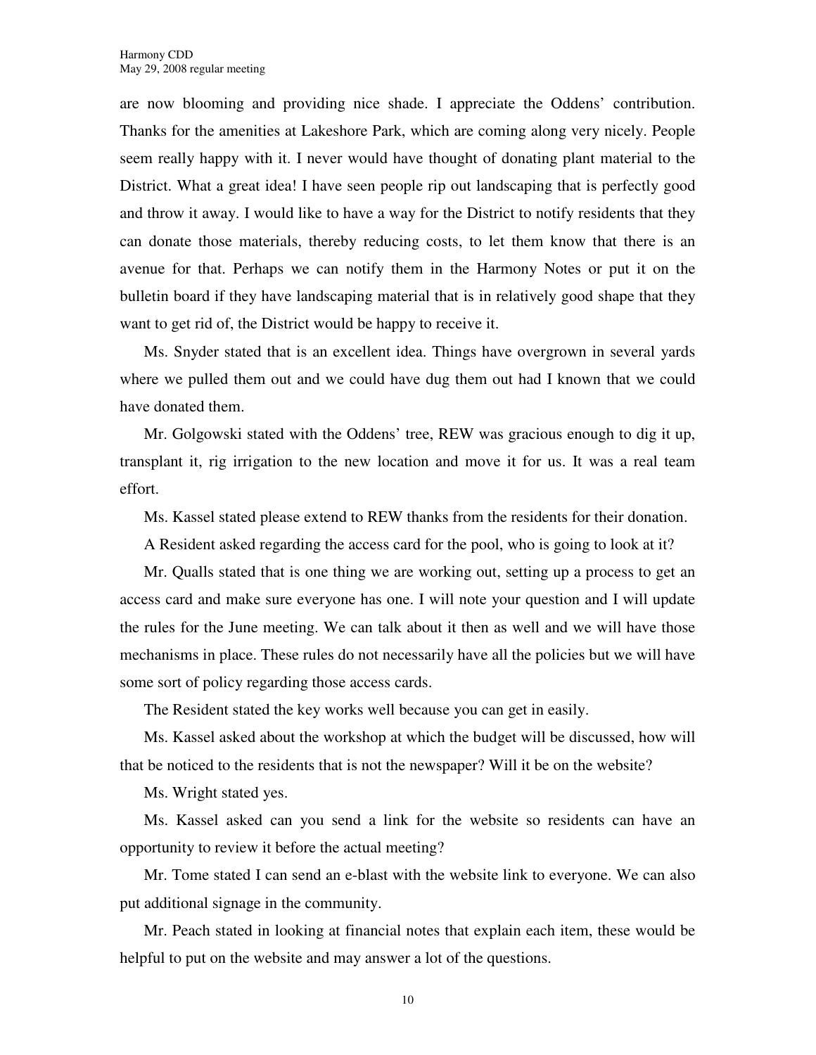are now blooming and providing nice shade. I appreciate the Oddens' contribution. Thanks for the amenities at Lakeshore Park, which are coming along very nicely. People seem really happy with it. I never would have thought of donating plant material to the District. What a great idea! I have seen people rip out landscaping that is perfectly good and throw it away. I would like to have a way for the District to notify residents that they can donate those materials, thereby reducing costs, to let them know that there is an avenue for that. Perhaps we can notify them in the Harmony Notes or put it on the bulletin board if they have landscaping material that is in relatively good shape that they want to get rid of, the District would be happy to receive it.

Ms. Snyder stated that is an excellent idea. Things have overgrown in several yards where we pulled them out and we could have dug them out had I known that we could have donated them.

Mr. Golgowski stated with the Oddens' tree, REW was gracious enough to dig it up, transplant it, rig irrigation to the new location and move it for us. It was a real team effort.

Ms. Kassel stated please extend to REW thanks from the residents for their donation.

A Resident asked regarding the access card for the pool, who is going to look at it?

Mr. Qualls stated that is one thing we are working out, setting up a process to get an access card and make sure everyone has one. I will note your question and I will update the rules for the June meeting. We can talk about it then as well and we will have those mechanisms in place. These rules do not necessarily have all the policies but we will have some sort of policy regarding those access cards.

The Resident stated the key works well because you can get in easily.

Ms. Kassel asked about the workshop at which the budget will be discussed, how will that be noticed to the residents that is not the newspaper? Will it be on the website?

Ms. Wright stated yes.

Ms. Kassel asked can you send a link for the website so residents can have an opportunity to review it before the actual meeting?

Mr. Tome stated I can send an e-blast with the website link to everyone. We can also put additional signage in the community.

Mr. Peach stated in looking at financial notes that explain each item, these would be helpful to put on the website and may answer a lot of the questions.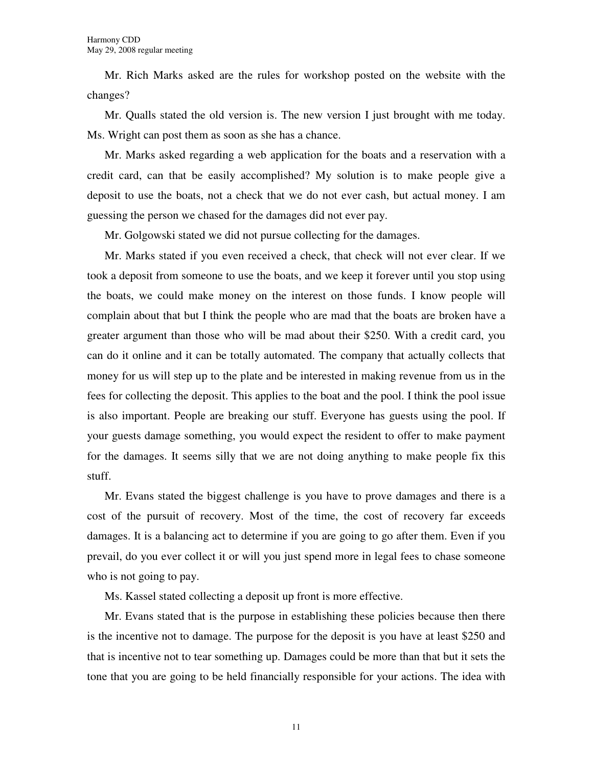Mr. Rich Marks asked are the rules for workshop posted on the website with the changes?

Mr. Qualls stated the old version is. The new version I just brought with me today. Ms. Wright can post them as soon as she has a chance.

Mr. Marks asked regarding a web application for the boats and a reservation with a credit card, can that be easily accomplished? My solution is to make people give a deposit to use the boats, not a check that we do not ever cash, but actual money. I am guessing the person we chased for the damages did not ever pay.

Mr. Golgowski stated we did not pursue collecting for the damages.

Mr. Marks stated if you even received a check, that check will not ever clear. If we took a deposit from someone to use the boats, and we keep it forever until you stop using the boats, we could make money on the interest on those funds. I know people will complain about that but I think the people who are mad that the boats are broken have a greater argument than those who will be mad about their $250. With a credit card, you can do it online and it can be totally automated. The company that actually collects that money for us will step up to the plate and be interested in making revenue from us in the fees for collecting the deposit. This applies to the boat and the pool. I think the pool issue is also important. People are breaking our stuff. Everyone has guests using the pool. If your guests damage something, you would expect the resident to offer to make payment for the damages. It seems silly that we are not doing anything to make people fix this stuff.

Mr. Evans stated the biggest challenge is you have to prove damages and there is a cost of the pursuit of recovery. Most of the time, the cost of recovery far exceeds damages. It is a balancing act to determine if you are going to go after them. Even if you prevail, do you ever collect it or will you just spend more in legal fees to chase someone who is not going to pay.

Ms. Kassel stated collecting a deposit up front is more effective.

Mr. Evans stated that is the purpose in establishing these policies because then there is the incentive not to damage. The purpose for the deposit is you have at least $250 and that is incentive not to tear something up. Damages could be more than that but it sets the tone that you are going to be held financially responsible for your actions. The idea with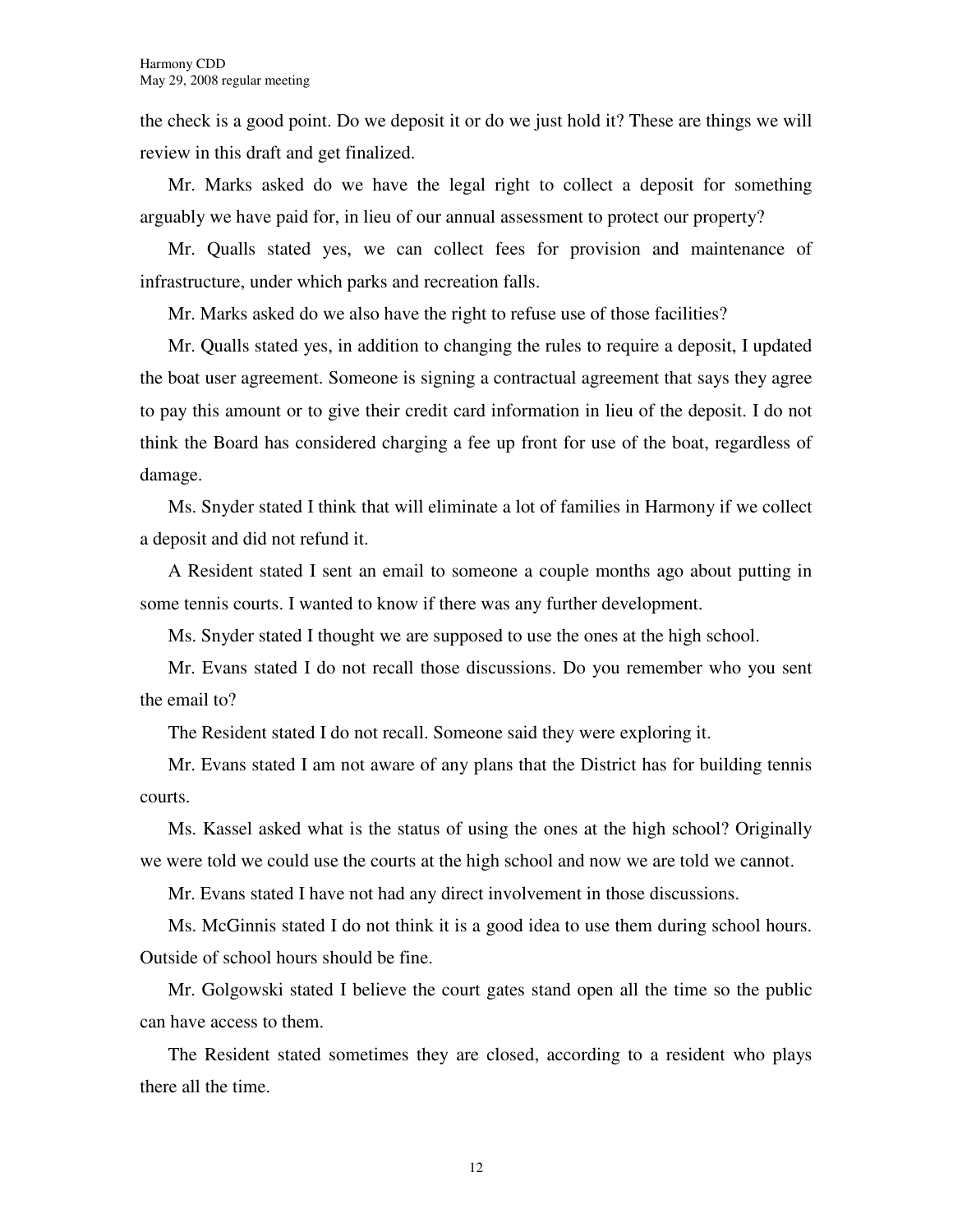the check is a good point. Do we deposit it or do we just hold it? These are things we will review in this draft and get finalized.

Mr. Marks asked do we have the legal right to collect a deposit for something arguably we have paid for, in lieu of our annual assessment to protect our property?

Mr. Qualls stated yes, we can collect fees for provision and maintenance of infrastructure, under which parks and recreation falls.

Mr. Marks asked do we also have the right to refuse use of those facilities?

Mr. Qualls stated yes, in addition to changing the rules to require a deposit, I updated the boat user agreement. Someone is signing a contractual agreement that says they agree to pay this amount or to give their credit card information in lieu of the deposit. I do not think the Board has considered charging a fee up front for use of the boat, regardless of damage.

Ms. Snyder stated I think that will eliminate a lot of families in Harmony if we collect a deposit and did not refund it.

A Resident stated I sent an email to someone a couple months ago about putting in some tennis courts. I wanted to know if there was any further development.

Ms. Snyder stated I thought we are supposed to use the ones at the high school.

Mr. Evans stated I do not recall those discussions. Do you remember who you sent the email to?

The Resident stated I do not recall. Someone said they were exploring it.

Mr. Evans stated I am not aware of any plans that the District has for building tennis courts.

Ms. Kassel asked what is the status of using the ones at the high school? Originally we were told we could use the courts at the high school and now we are told we cannot.

Mr. Evans stated I have not had any direct involvement in those discussions.

Ms. McGinnis stated I do not think it is a good idea to use them during school hours. Outside of school hours should be fine.

Mr. Golgowski stated I believe the court gates stand open all the time so the public can have access to them.

The Resident stated sometimes they are closed, according to a resident who plays there all the time.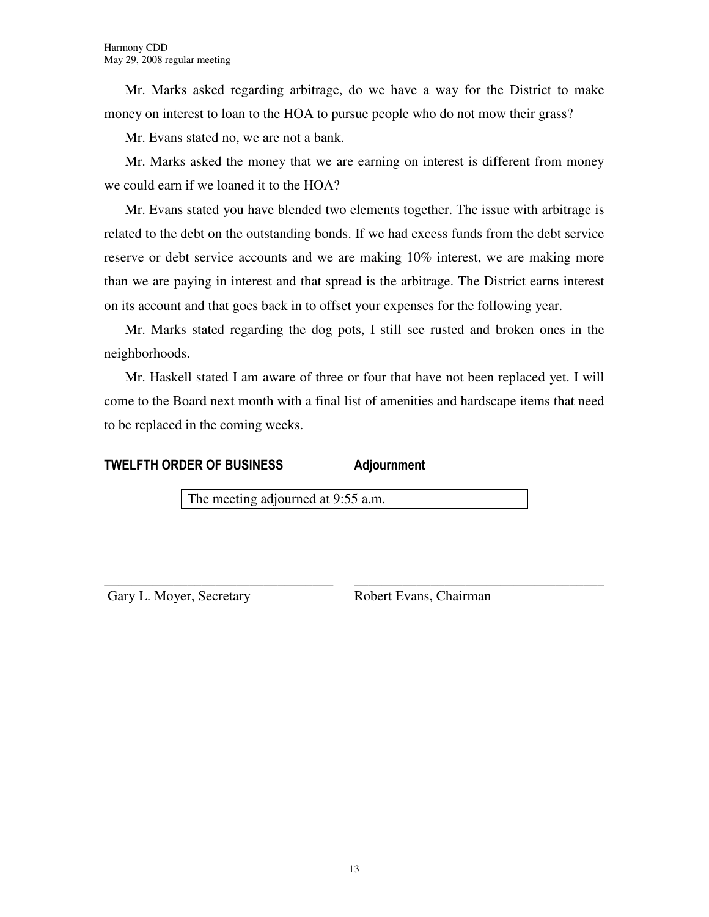Mr. Marks asked regarding arbitrage, do we have a way for the District to make money on interest to loan to the HOA to pursue people who do not mow their grass?

Mr. Evans stated no, we are not a bank.

Mr. Marks asked the money that we are earning on interest is different from money we could earn if we loaned it to the HOA?

Mr. Evans stated you have blended two elements together. The issue with arbitrage is related to the debt on the outstanding bonds. If we had excess funds from the debt service reserve or debt service accounts and we are making 10% interest, we are making more than we are paying in interest and that spread is the arbitrage. The District earns interest on its account and that goes back in to offset your expenses for the following year.

Mr. Marks stated regarding the dog pots, I still see rusted and broken ones in the neighborhoods.

Mr. Haskell stated I am aware of three or four that have not been replaced yet. I will come to the Board next month with a final list of amenities and hardscape items that need to be replaced in the coming weeks.

**TWELFTH ORDER OF BUSINESS Adjournment**

The meeting adjourned at 9:55 a.m.

\_\_\_\_\_\_\_\_\_\_\_\_\_\_\_\_\_\_\_\_\_\_\_\_\_\_\_\_\_\_\_\_\_\_ \_\_\_\_\_\_\_\_\_\_\_\_\_\_\_\_\_\_\_\_\_\_\_\_\_\_\_\_\_\_\_\_\_\_\_\_\_\_

Gary L. Moyer, Secretary Robert Evans, Chairman